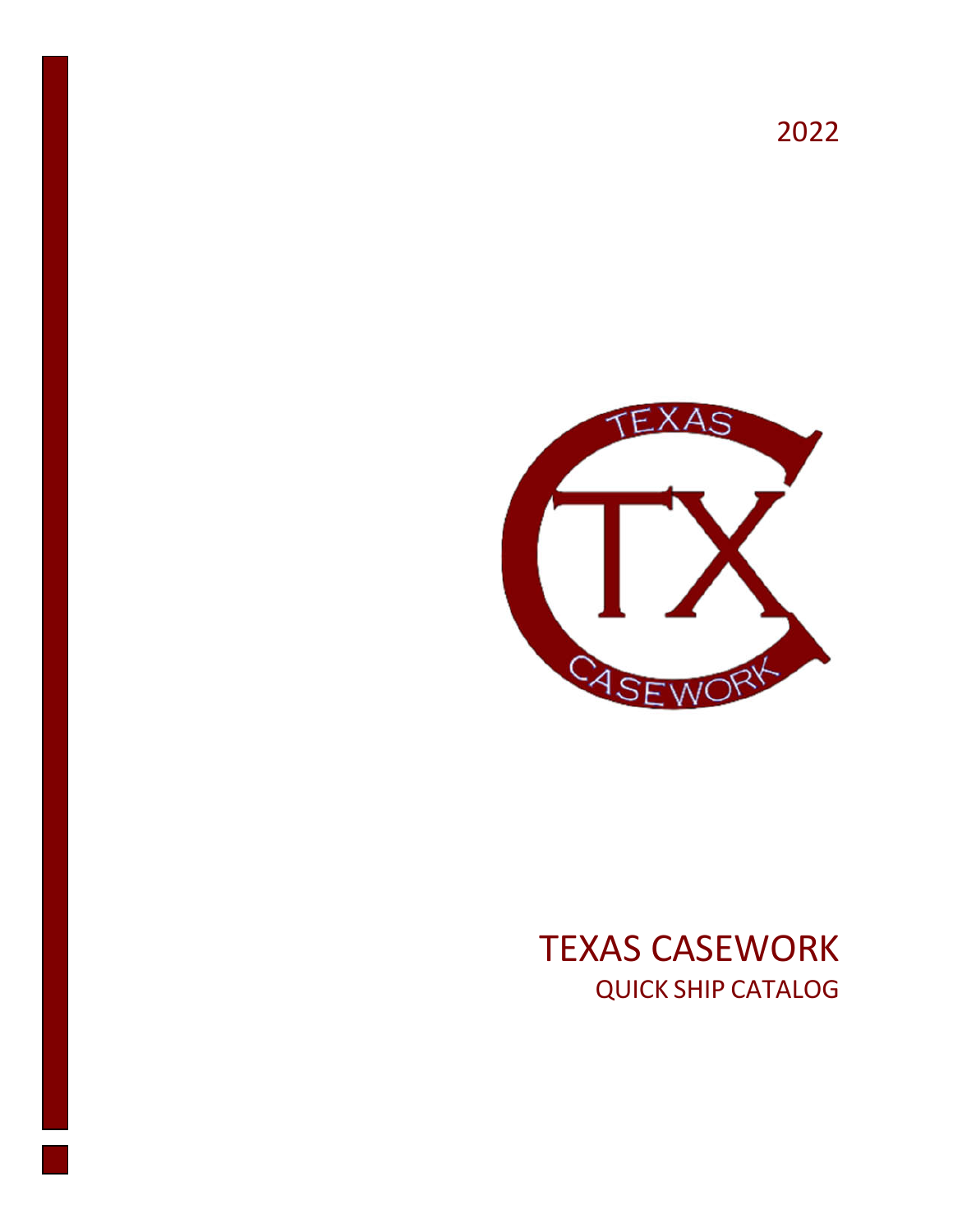2022

TEXAS
TX
CASEWORK

# TEXAS CASEWORK

## QUICK SHIP CATALOG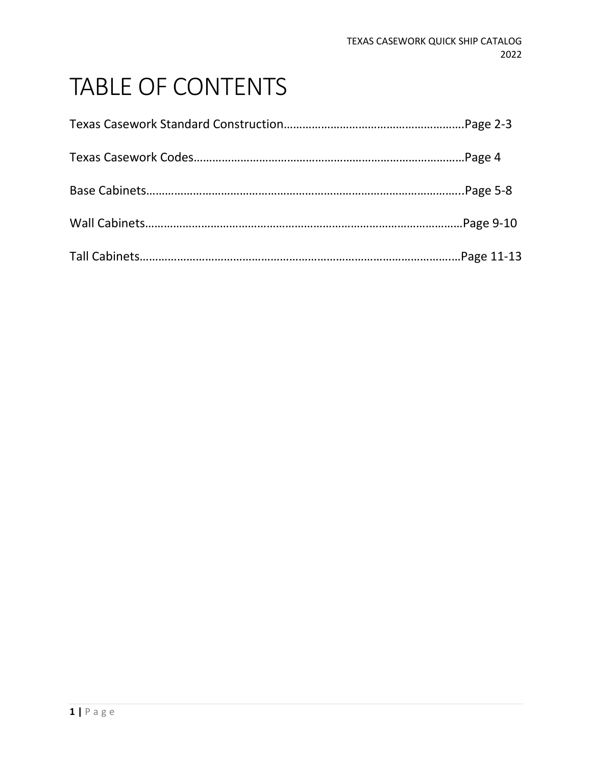# TABLE OF CONTENTS

Texas Casework Standard Construction…………………………………………………Page 2-3

Texas Casework Codes……………………………………………………………………………Page 4

Base Cabinets……………………………………………………………………………………..Page 5-8

Wall Cabinets………………………………………………………………………………………Page 9-10

Tall Cabinets……………………………………………………………………………………….Page 11-13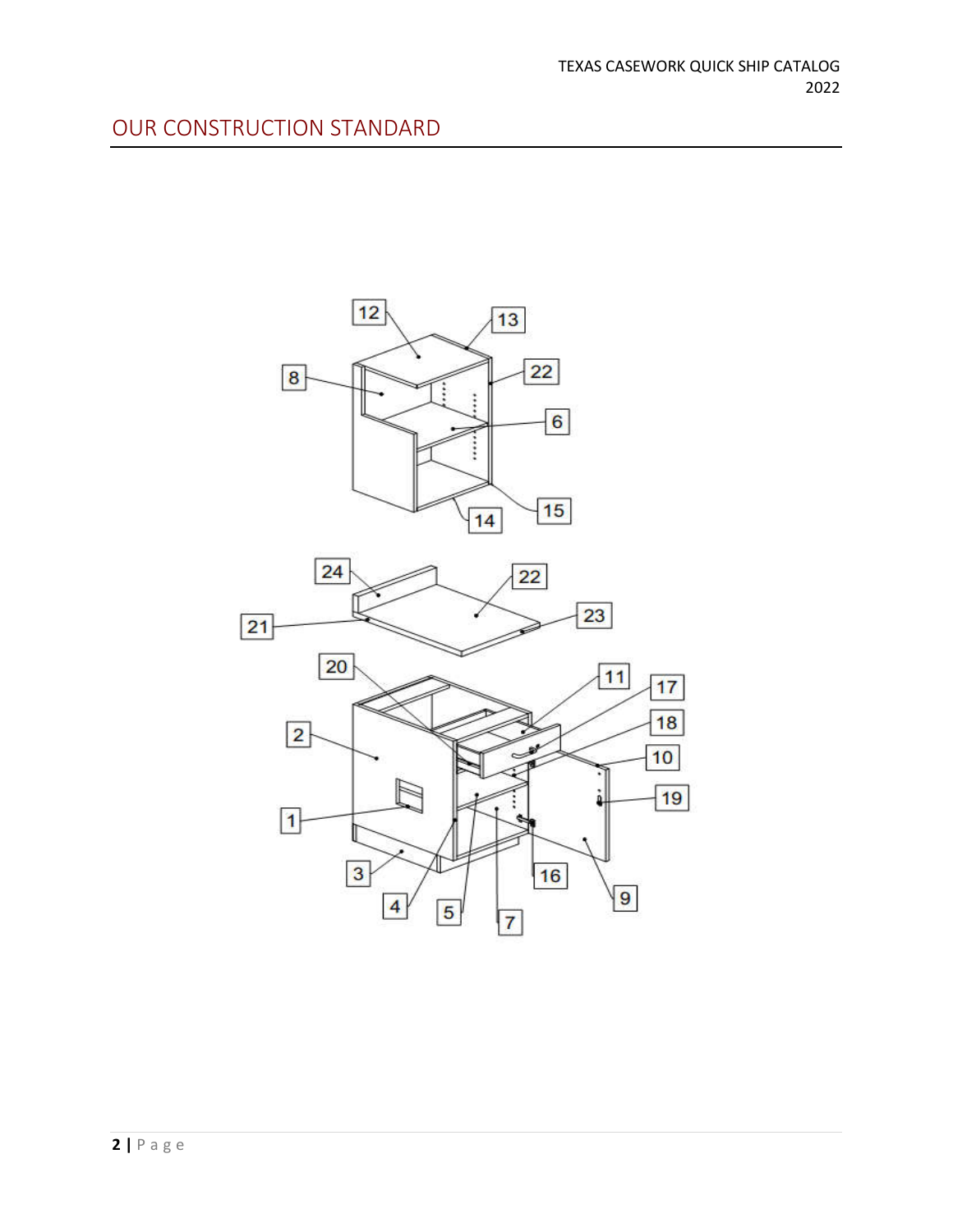## OUR CONSTRUCTION STANDARD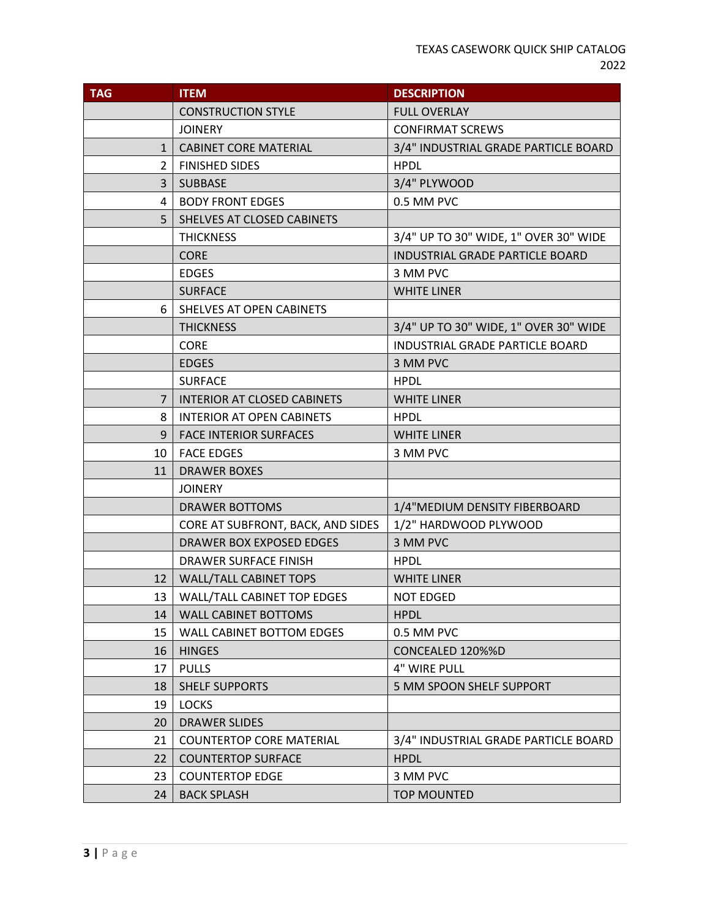| TAG | ITEM | DESCRIPTION |
|---|---|---|
| | CONSTRUCTION STYLE | FULL OVERLAY |
| | JOINERY | CONFIRMAT SCREWS |
| 1 | CABINET CORE MATERIAL | 3/4" INDUSTRIAL GRADE PARTICLE BOARD |
| 2 | FINISHED SIDES | HPDL |
| 3 | SUBBASE | 3/4" PLYWOOD |
| 4 | BODY FRONT EDGES | 0.5 MM PVC |
| 5 | SHELVES AT CLOSED CABINETS | |
| | THICKNESS | 3/4" UP TO 30" WIDE, 1" OVER 30" WIDE |
| | CORE | INDUSTRIAL GRADE PARTICLE BOARD |
| | EDGES | 3 MM PVC |
| | SURFACE | WHITE LINER |
| 6 | SHELVES AT OPEN CABINETS | |
| | THICKNESS | 3/4" UP TO 30" WIDE, 1" OVER 30" WIDE |
| | CORE | INDUSTRIAL GRADE PARTICLE BOARD |
| | EDGES | 3 MM PVC |
| | SURFACE | HPDL |
| 7 | INTERIOR AT CLOSED CABINETS | WHITE LINER |
| 8 | INTERIOR AT OPEN CABINETS | HPDL |
| 9 | FACE INTERIOR SURFACES | WHITE LINER |
| 10 | FACE EDGES | 3 MM PVC |
| 11 | DRAWER BOXES | |
| | JOINERY | |
| | DRAWER BOTTOMS | 1/4"MEDIUM DENSITY FIBERBOARD |
| | CORE AT SUBFRONT, BACK, AND SIDES | 1/2" HARDWOOD PLYWOOD |
| | DRAWER BOX EXPOSED EDGES | 3 MM PVC |
| | DRAWER SURFACE FINISH | HPDL |
| 12 | WALL/TALL CABINET TOPS | WHITE LINER |
| 13 | WALL/TALL CABINET TOP EDGES | NOT EDGED |
| 14 | WALL CABINET BOTTOMS | HPDL |
| 15 | WALL CABINET BOTTOM EDGES | 0.5 MM PVC |
| 16 | HINGES | CONCEALED 120%%D |
| 17 | PULLS | 4" WIRE PULL |
| 18 | SHELF SUPPORTS | 5 MM SPOON SHELF SUPPORT |
| 19 | LOCKS | |
| 20 | DRAWER SLIDES | |
| 21 | COUNTERTOP CORE MATERIAL | 3/4" INDUSTRIAL GRADE PARTICLE BOARD |
| 22 | COUNTERTOP SURFACE | HPDL |
| 23 | COUNTERTOP EDGE | 3 MM PVC |
| 24 | BACK SPLASH | TOP MOUNTED |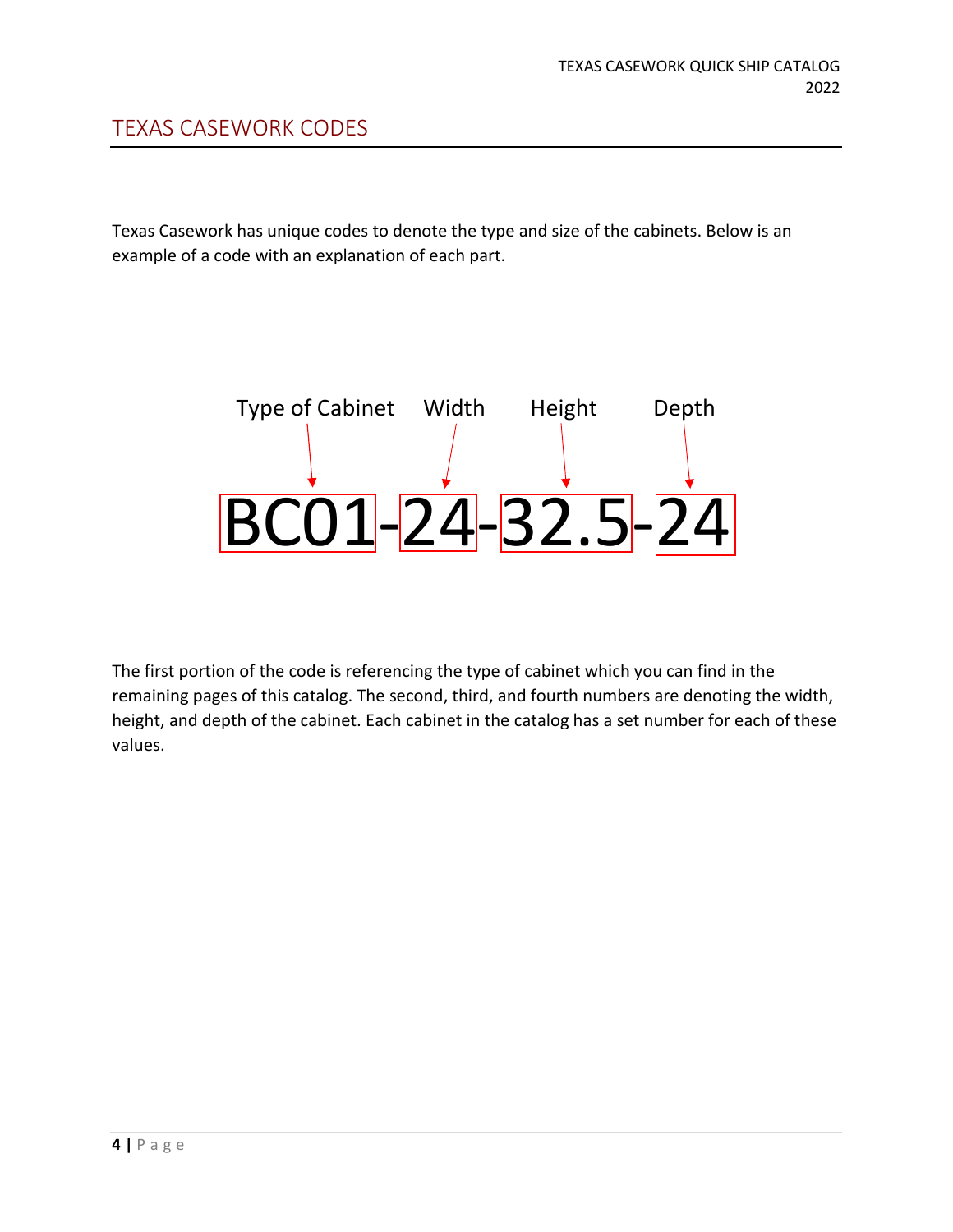## TEXAS CASEWORK CODES

Texas Casework has unique codes to denote the type and size of the cabinets. Below is an example of a code with an explanation of each part.

| Type of Cabinet | Width | Height | Depth |
|---|---|---|---|
| BC01 | 24 | 32.5 | 24 |

**BC01-24-32.5-24**

The first portion of the code is referencing the type of cabinet which you can find in the remaining pages of this catalog. The second, third, and fourth numbers are denoting the width, height, and depth of the cabinet. Each cabinet in the catalog has a set number for each of these values.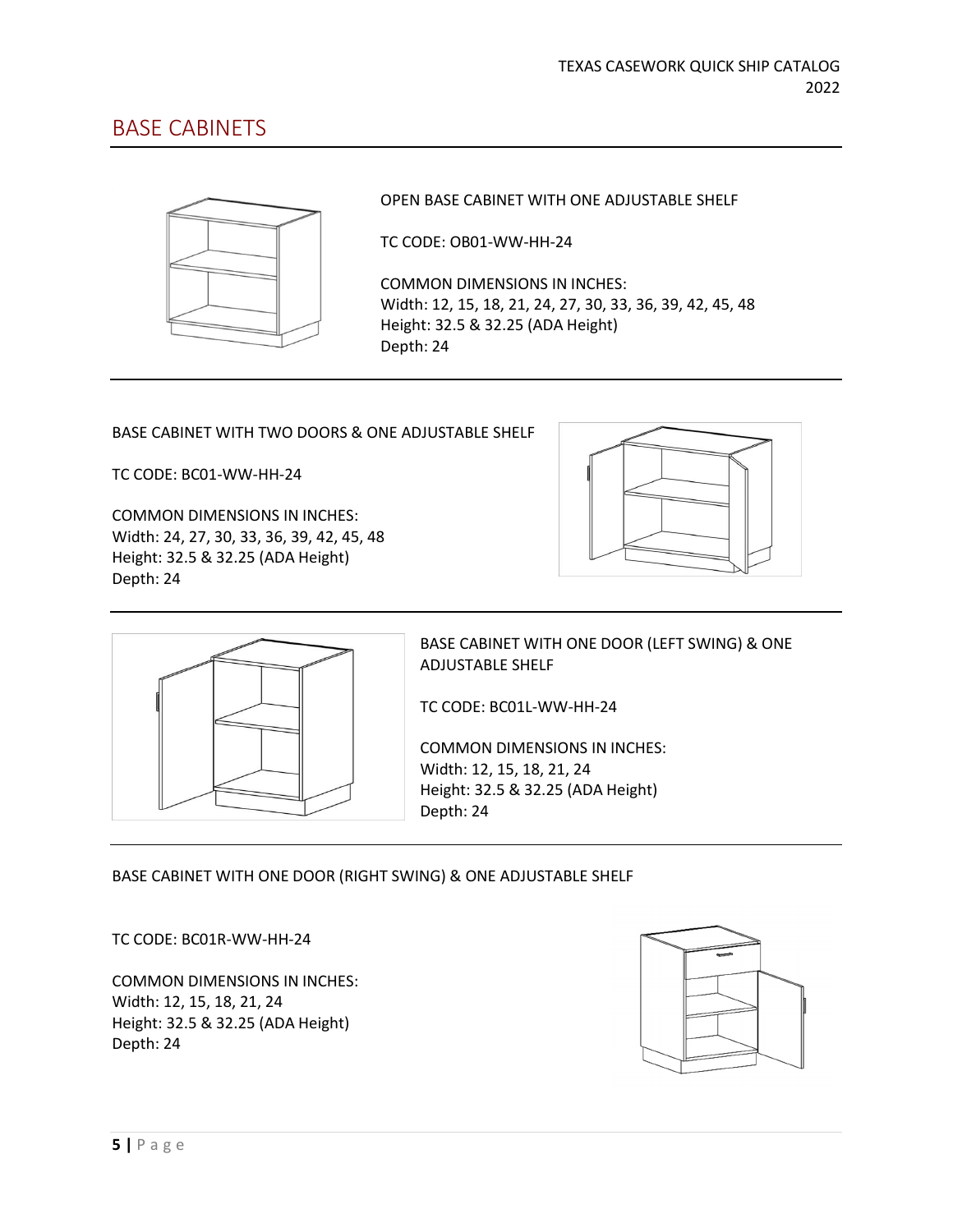## BASE CABINETS

OPEN BASE CABINET WITH ONE ADJUSTABLE SHELF

TC CODE: OB01-WW-HH-24

COMMON DIMENSIONS IN INCHES:
Width: 12, 15, 18, 21, 24, 27, 30, 33, 36, 39, 42, 45, 48
Height: 32.5 & 32.25 (ADA Height)
Depth: 24

---

BASE CABINET WITH TWO DOORS & ONE ADJUSTABLE SHELF

TC CODE: BC01-WW-HH-24

COMMON DIMENSIONS IN INCHES:
Width: 24, 27, 30, 33, 36, 39, 42, 45, 48
Height: 32.5 & 32.25 (ADA Height)
Depth: 24

---

BASE CABINET WITH ONE DOOR (LEFT SWING) & ONE ADJUSTABLE SHELF

TC CODE: BC01L-WW-HH-24

COMMON DIMENSIONS IN INCHES:
Width: 12, 15, 18, 21, 24
Height: 32.5 & 32.25 (ADA Height)
Depth: 24

---

BASE CABINET WITH ONE DOOR (RIGHT SWING) & ONE ADJUSTABLE SHELF

TC CODE: BC01R-WW-HH-24

COMMON DIMENSIONS IN INCHES:
Width: 12, 15, 18, 21, 24
Height: 32.5 & 32.25 (ADA Height)
Depth: 24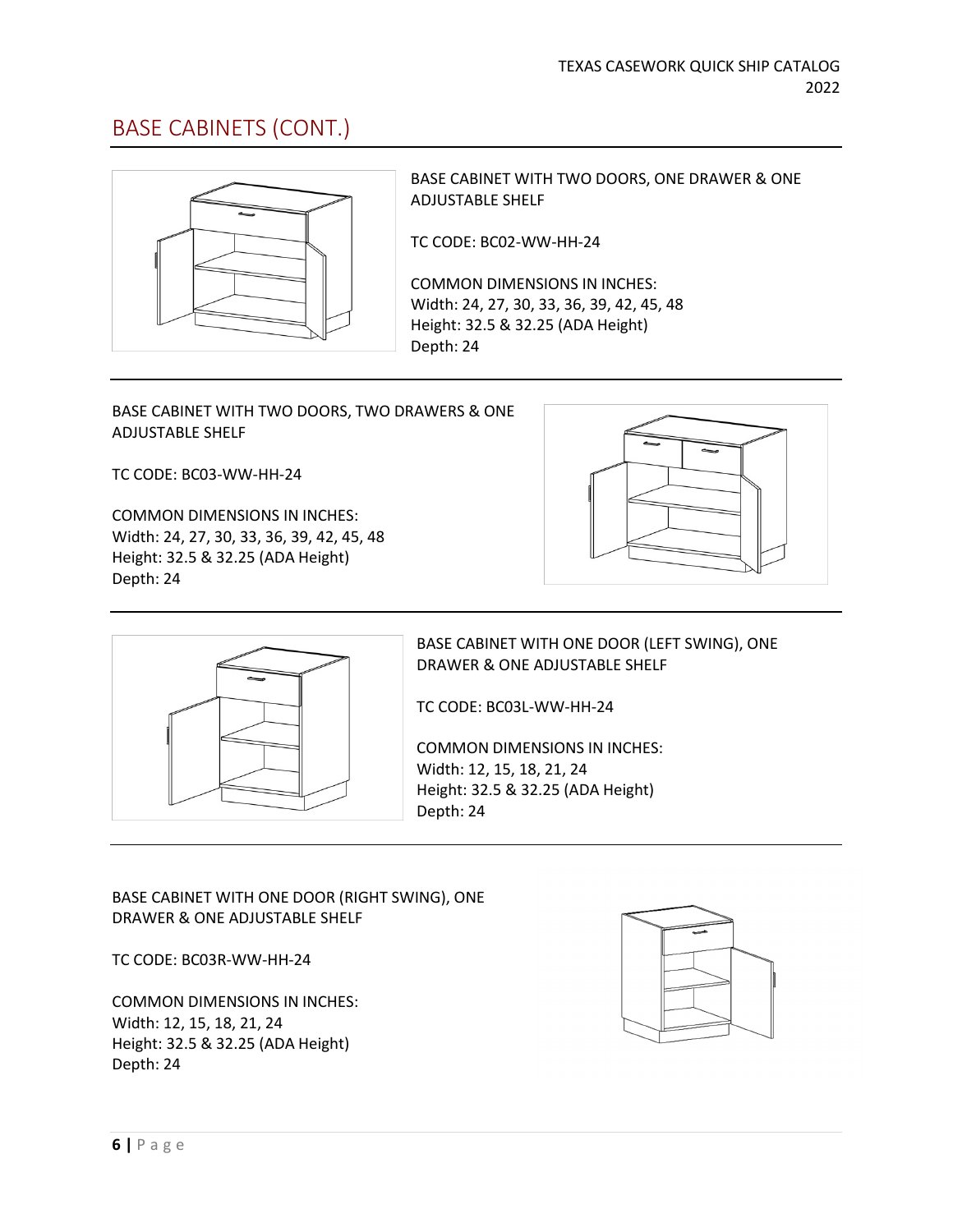## BASE CABINETS (CONT.)

BASE CABINET WITH TWO DOORS, ONE DRAWER & ONE ADJUSTABLE SHELF

TC CODE: BC02-WW-HH-24

COMMON DIMENSIONS IN INCHES:
Width: 24, 27, 30, 33, 36, 39, 42, 45, 48
Height: 32.5 & 32.25 (ADA Height)
Depth: 24

---

BASE CABINET WITH TWO DOORS, TWO DRAWERS & ONE ADJUSTABLE SHELF

TC CODE: BC03-WW-HH-24

COMMON DIMENSIONS IN INCHES:
Width: 24, 27, 30, 33, 36, 39, 42, 45, 48
Height: 32.5 & 32.25 (ADA Height)
Depth: 24

---

BASE CABINET WITH ONE DOOR (LEFT SWING), ONE DRAWER & ONE ADJUSTABLE SHELF

TC CODE: BC03L-WW-HH-24

COMMON DIMENSIONS IN INCHES:
Width: 12, 15, 18, 21, 24
Height: 32.5 & 32.25 (ADA Height)
Depth: 24

---

BASE CABINET WITH ONE DOOR (RIGHT SWING), ONE DRAWER & ONE ADJUSTABLE SHELF

TC CODE: BC03R-WW-HH-24

COMMON DIMENSIONS IN INCHES:
Width: 12, 15, 18, 21, 24
Height: 32.5 & 32.25 (ADA Height)
Depth: 24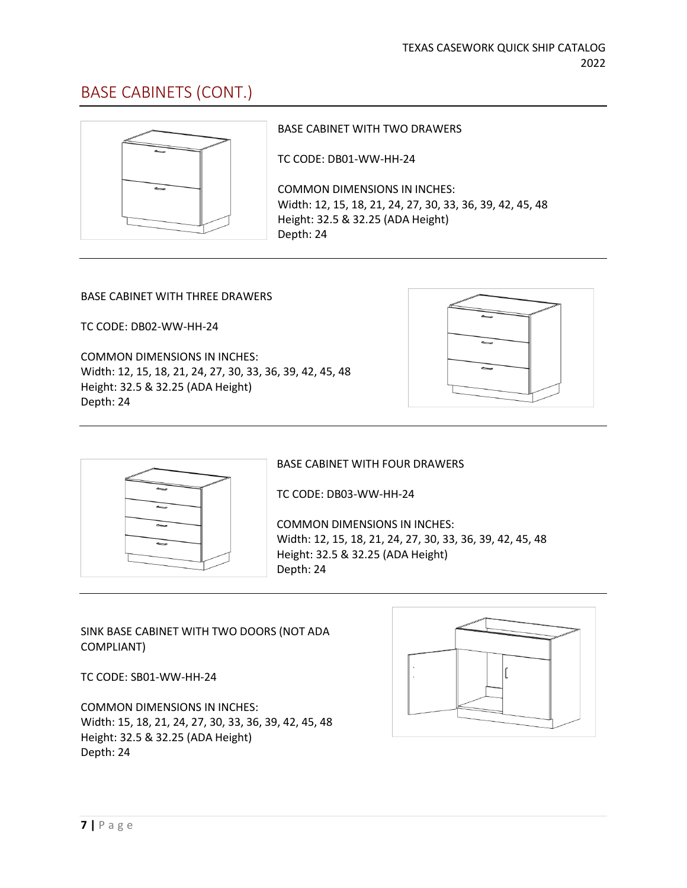## BASE CABINETS (CONT.)

BASE CABINET WITH TWO DRAWERS

TC CODE: DB01-WW-HH-24

COMMON DIMENSIONS IN INCHES:
Width: 12, 15, 18, 21, 24, 27, 30, 33, 36, 39, 42, 45, 48
Height: 32.5 & 32.25 (ADA Height)
Depth: 24

---

BASE CABINET WITH THREE DRAWERS

TC CODE: DB02-WW-HH-24

COMMON DIMENSIONS IN INCHES:
Width: 12, 15, 18, 21, 24, 27, 30, 33, 36, 39, 42, 45, 48
Height: 32.5 & 32.25 (ADA Height)
Depth: 24

---

BASE CABINET WITH FOUR DRAWERS

TC CODE: DB03-WW-HH-24

COMMON DIMENSIONS IN INCHES:
Width: 12, 15, 18, 21, 24, 27, 30, 33, 36, 39, 42, 45, 48
Height: 32.5 & 32.25 (ADA Height)
Depth: 24

---

SINK BASE CABINET WITH TWO DOORS (NOT ADA COMPLIANT)

TC CODE: SB01-WW-HH-24

COMMON DIMENSIONS IN INCHES:
Width: 15, 18, 21, 24, 27, 30, 33, 36, 39, 42, 45, 48
Height: 32.5 & 32.25 (ADA Height)
Depth: 24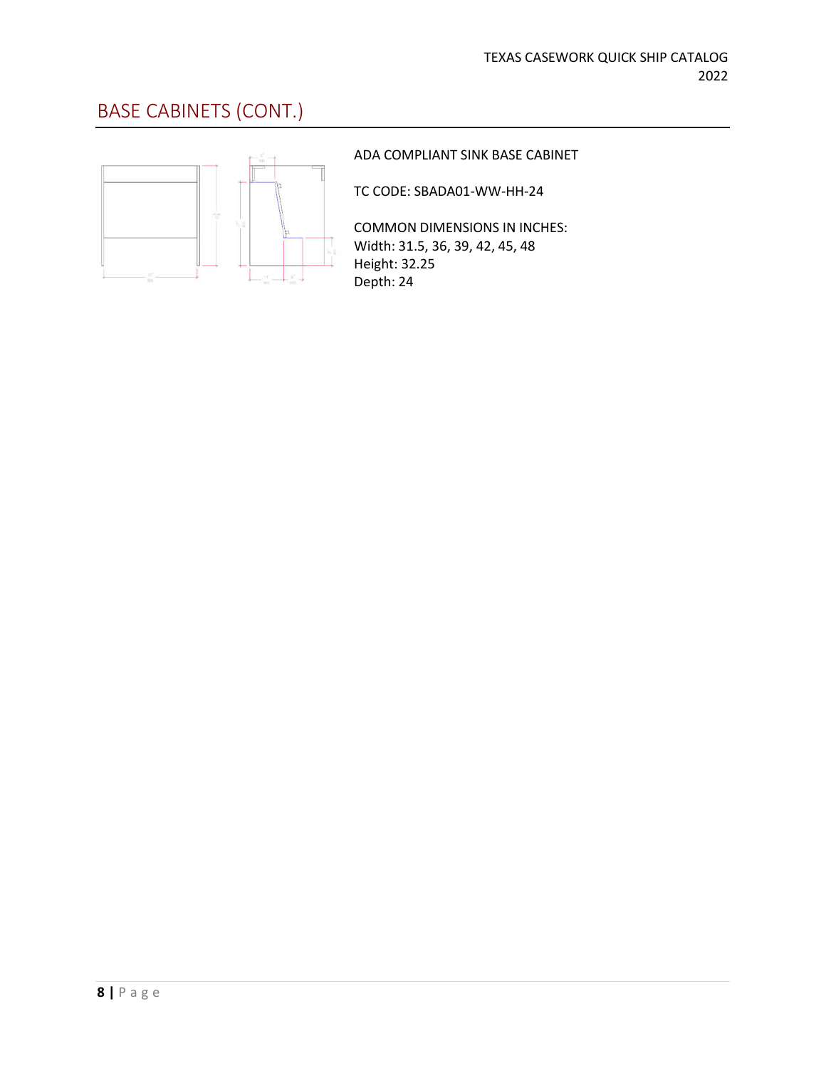## BASE CABINETS (CONT.)

ADA COMPLIANT SINK BASE CABINET

TC CODE: SBADA01-WW-HH-24

COMMON DIMENSIONS IN INCHES:
Width: 31.5, 36, 39, 42, 45, 48
Height: 32.25
Depth: 24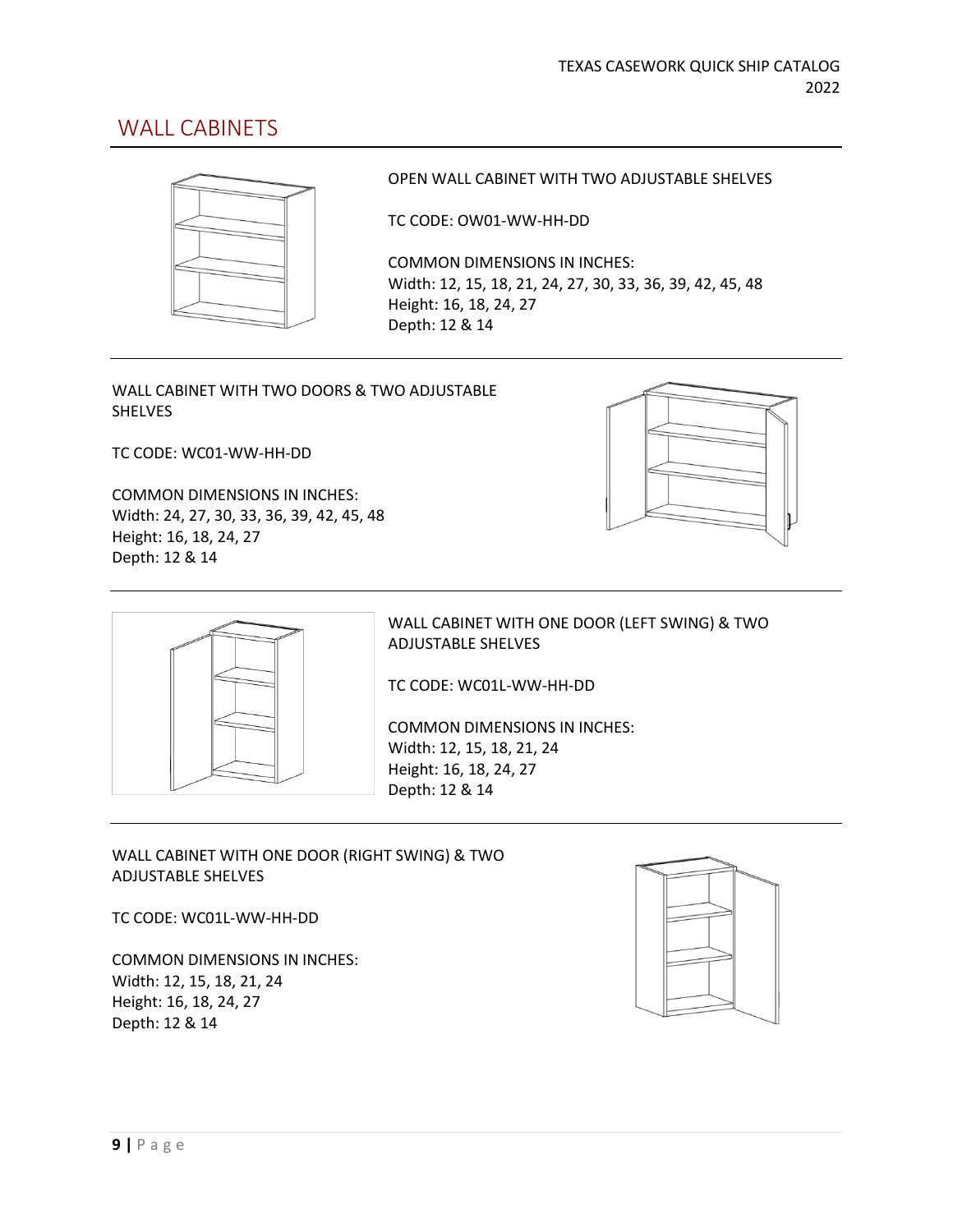## WALL CABINETS

OPEN WALL CABINET WITH TWO ADJUSTABLE SHELVES

TC CODE: OW01-WW-HH-DD

COMMON DIMENSIONS IN INCHES:
Width: 12, 15, 18, 21, 24, 27, 30, 33, 36, 39, 42, 45, 48
Height: 16, 18, 24, 27
Depth: 12 & 14

---

WALL CABINET WITH TWO DOORS & TWO ADJUSTABLE SHELVES

TC CODE: WC01-WW-HH-DD

COMMON DIMENSIONS IN INCHES:
Width: 24, 27, 30, 33, 36, 39, 42, 45, 48
Height: 16, 18, 24, 27
Depth: 12 & 14

---

WALL CABINET WITH ONE DOOR (LEFT SWING) & TWO ADJUSTABLE SHELVES

TC CODE: WC01L-WW-HH-DD

COMMON DIMENSIONS IN INCHES:
Width: 12, 15, 18, 21, 24
Height: 16, 18, 24, 27
Depth: 12 & 14

---

WALL CABINET WITH ONE DOOR (RIGHT SWING) & TWO ADJUSTABLE SHELVES

TC CODE: WC01L-WW-HH-DD

COMMON DIMENSIONS IN INCHES:
Width: 12, 15, 18, 21, 24
Height: 16, 18, 24, 27
Depth: 12 & 14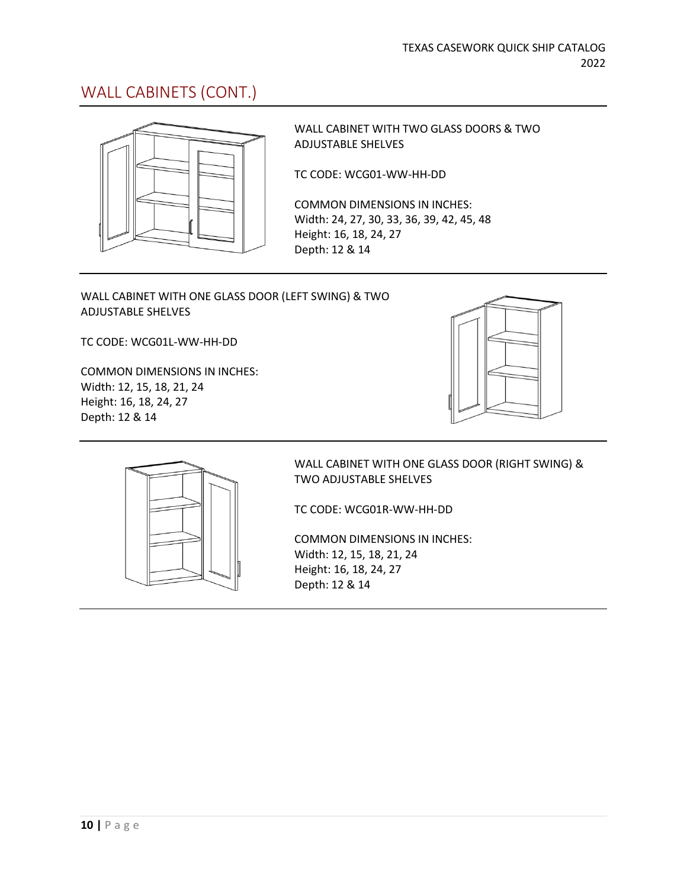## WALL CABINETS (CONT.)

WALL CABINET WITH TWO GLASS DOORS & TWO ADJUSTABLE SHELVES

TC CODE: WCG01-WW-HH-DD

COMMON DIMENSIONS IN INCHES:
Width: 24, 27, 30, 33, 36, 39, 42, 45, 48
Height: 16, 18, 24, 27
Depth: 12 & 14

---

WALL CABINET WITH ONE GLASS DOOR (LEFT SWING) & TWO ADJUSTABLE SHELVES

TC CODE: WCG01L-WW-HH-DD

COMMON DIMENSIONS IN INCHES:
Width: 12, 15, 18, 21, 24
Height: 16, 18, 24, 27
Depth: 12 & 14

---

WALL CABINET WITH ONE GLASS DOOR (RIGHT SWING) & TWO ADJUSTABLE SHELVES

TC CODE: WCG01R-WW-HH-DD

COMMON DIMENSIONS IN INCHES:
Width: 12, 15, 18, 21, 24
Height: 16, 18, 24, 27
Depth: 12 & 14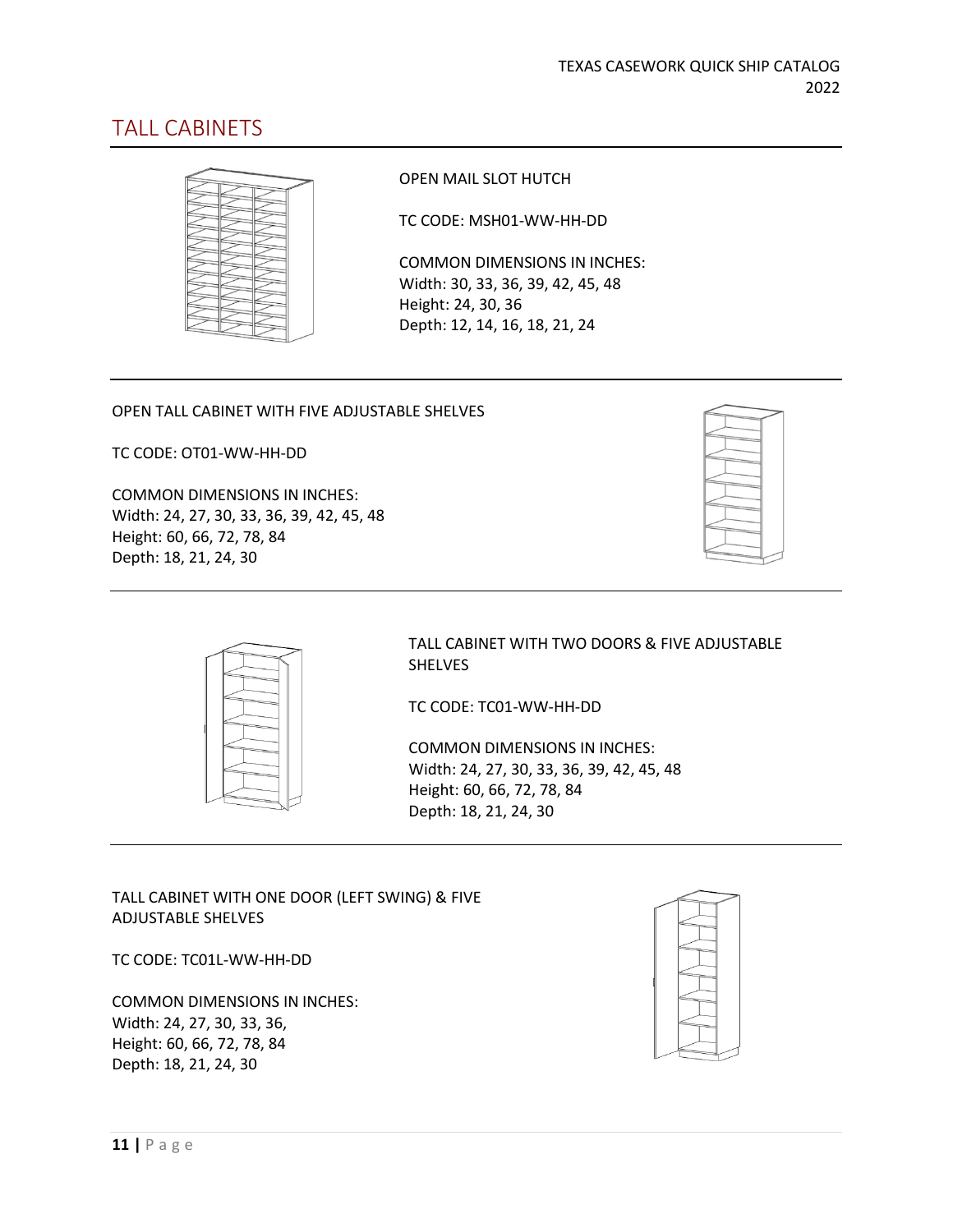## TALL CABINETS

OPEN MAIL SLOT HUTCH

TC CODE: MSH01-WW-HH-DD

COMMON DIMENSIONS IN INCHES:
Width: 30, 33, 36, 39, 42, 45, 48
Height: 24, 30, 36
Depth: 12, 14, 16, 18, 21, 24

---

OPEN TALL CABINET WITH FIVE ADJUSTABLE SHELVES

TC CODE: OT01-WW-HH-DD

COMMON DIMENSIONS IN INCHES:
Width: 24, 27, 30, 33, 36, 39, 42, 45, 48
Height: 60, 66, 72, 78, 84
Depth: 18, 21, 24, 30

---

TALL CABINET WITH TWO DOORS & FIVE ADJUSTABLE SHELVES

TC CODE: TC01-WW-HH-DD

COMMON DIMENSIONS IN INCHES:
Width: 24, 27, 30, 33, 36, 39, 42, 45, 48
Height: 60, 66, 72, 78, 84
Depth: 18, 21, 24, 30

---

TALL CABINET WITH ONE DOOR (LEFT SWING) & FIVE ADJUSTABLE SHELVES

TC CODE: TC01L-WW-HH-DD

COMMON DIMENSIONS IN INCHES:
Width: 24, 27, 30, 33, 36,
Height: 60, 66, 72, 78, 84
Depth: 18, 21, 24, 30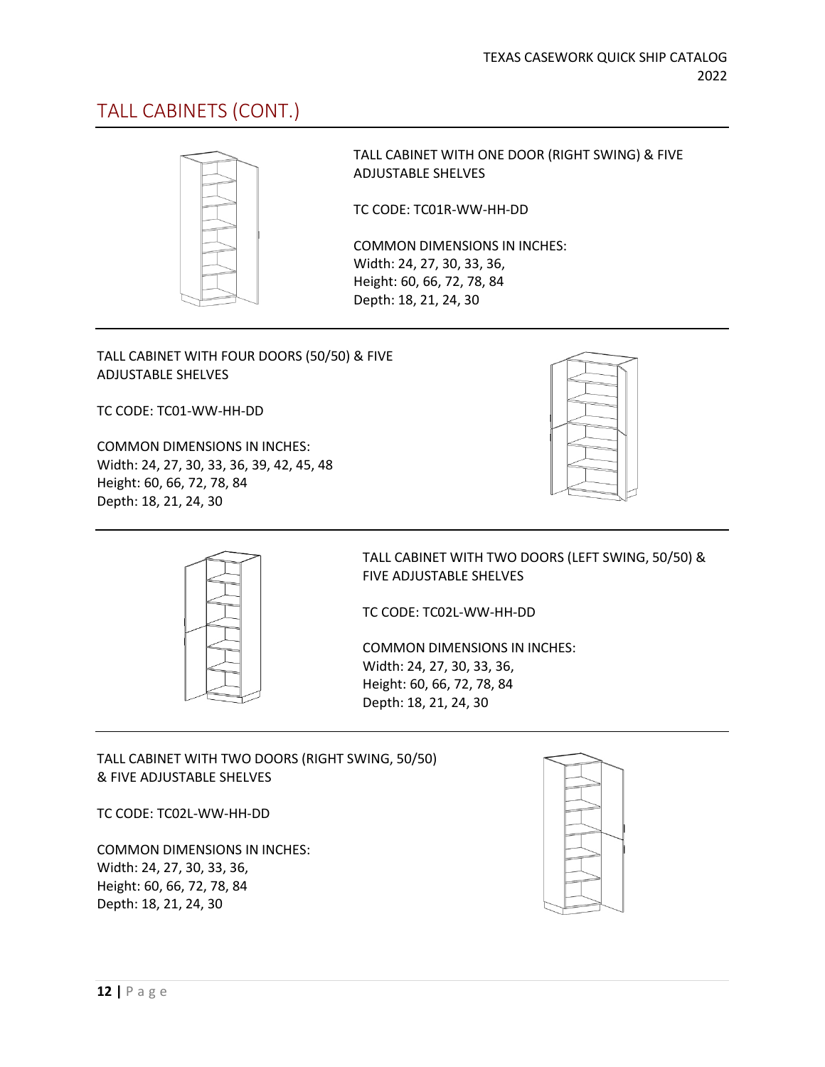## TALL CABINETS (CONT.)

TALL CABINET WITH ONE DOOR (RIGHT SWING) & FIVE ADJUSTABLE SHELVES

TC CODE: TC01R-WW-HH-DD

COMMON DIMENSIONS IN INCHES:
Width: 24, 27, 30, 33, 36,
Height: 60, 66, 72, 78, 84
Depth: 18, 21, 24, 30

---

TALL CABINET WITH FOUR DOORS (50/50) & FIVE ADJUSTABLE SHELVES

TC CODE: TC01-WW-HH-DD

COMMON DIMENSIONS IN INCHES:
Width: 24, 27, 30, 33, 36, 39, 42, 45, 48
Height: 60, 66, 72, 78, 84
Depth: 18, 21, 24, 30

---

TALL CABINET WITH TWO DOORS (LEFT SWING, 50/50) & FIVE ADJUSTABLE SHELVES

TC CODE: TC02L-WW-HH-DD

COMMON DIMENSIONS IN INCHES:
Width: 24, 27, 30, 33, 36,
Height: 60, 66, 72, 78, 84
Depth: 18, 21, 24, 30

---

TALL CABINET WITH TWO DOORS (RIGHT SWING, 50/50) & FIVE ADJUSTABLE SHELVES

TC CODE: TC02L-WW-HH-DD

COMMON DIMENSIONS IN INCHES:
Width: 24, 27, 30, 33, 36,
Height: 60, 66, 72, 78, 84
Depth: 18, 21, 24, 30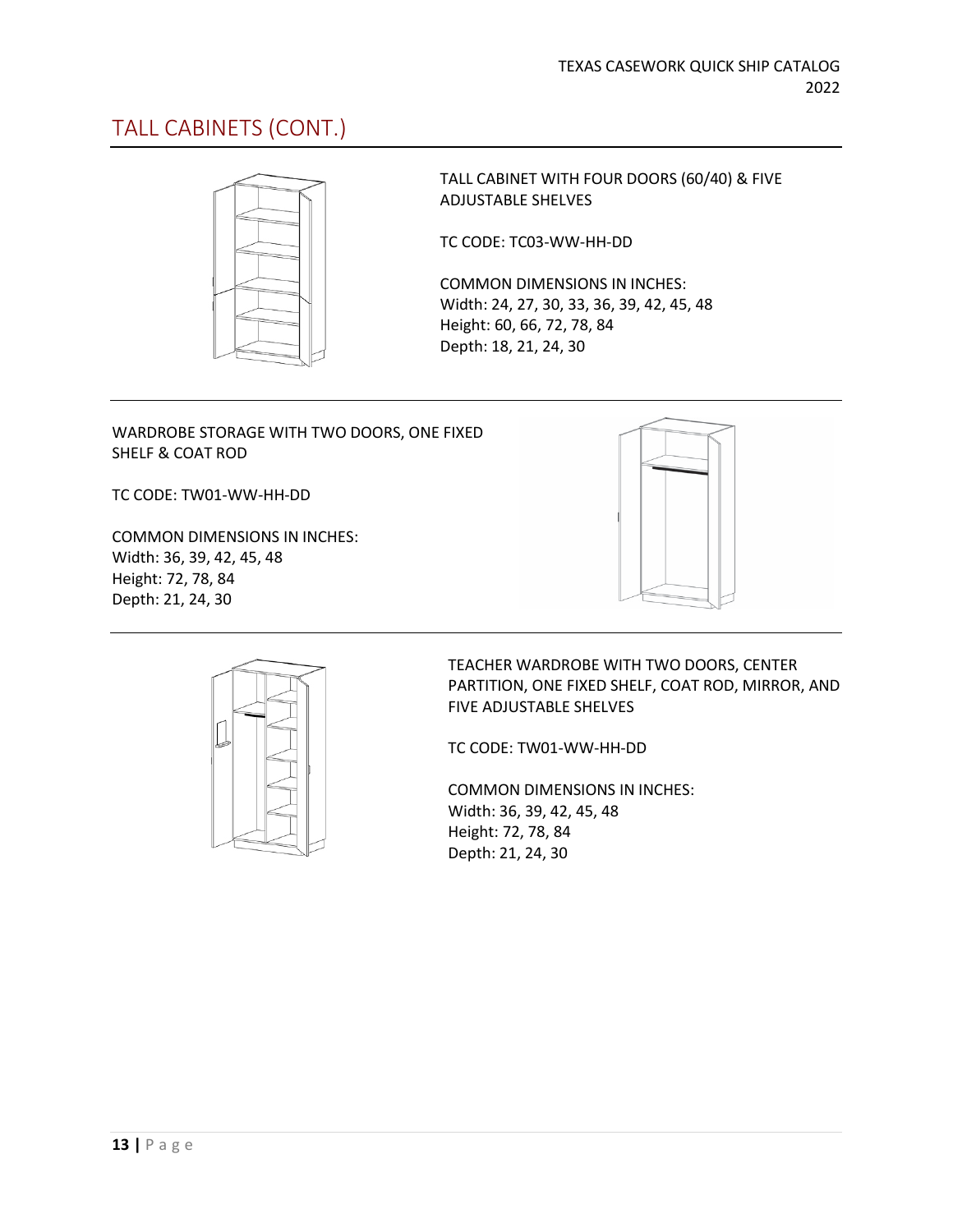## TALL CABINETS (CONT.)

TALL CABINET WITH FOUR DOORS (60/40) & FIVE ADJUSTABLE SHELVES

TC CODE: TC03-WW-HH-DD

COMMON DIMENSIONS IN INCHES:
Width: 24, 27, 30, 33, 36, 39, 42, 45, 48
Height: 60, 66, 72, 78, 84
Depth: 18, 21, 24, 30

---

WARDROBE STORAGE WITH TWO DOORS, ONE FIXED SHELF & COAT ROD

TC CODE: TW01-WW-HH-DD

COMMON DIMENSIONS IN INCHES:
Width: 36, 39, 42, 45, 48
Height: 72, 78, 84
Depth: 21, 24, 30

---

TEACHER WARDROBE WITH TWO DOORS, CENTER PARTITION, ONE FIXED SHELF, COAT ROD, MIRROR, AND FIVE ADJUSTABLE SHELVES

TC CODE: TW01-WW-HH-DD

COMMON DIMENSIONS IN INCHES:
Width: 36, 39, 42, 45, 48
Height: 72, 78, 84
Depth: 21, 24, 30